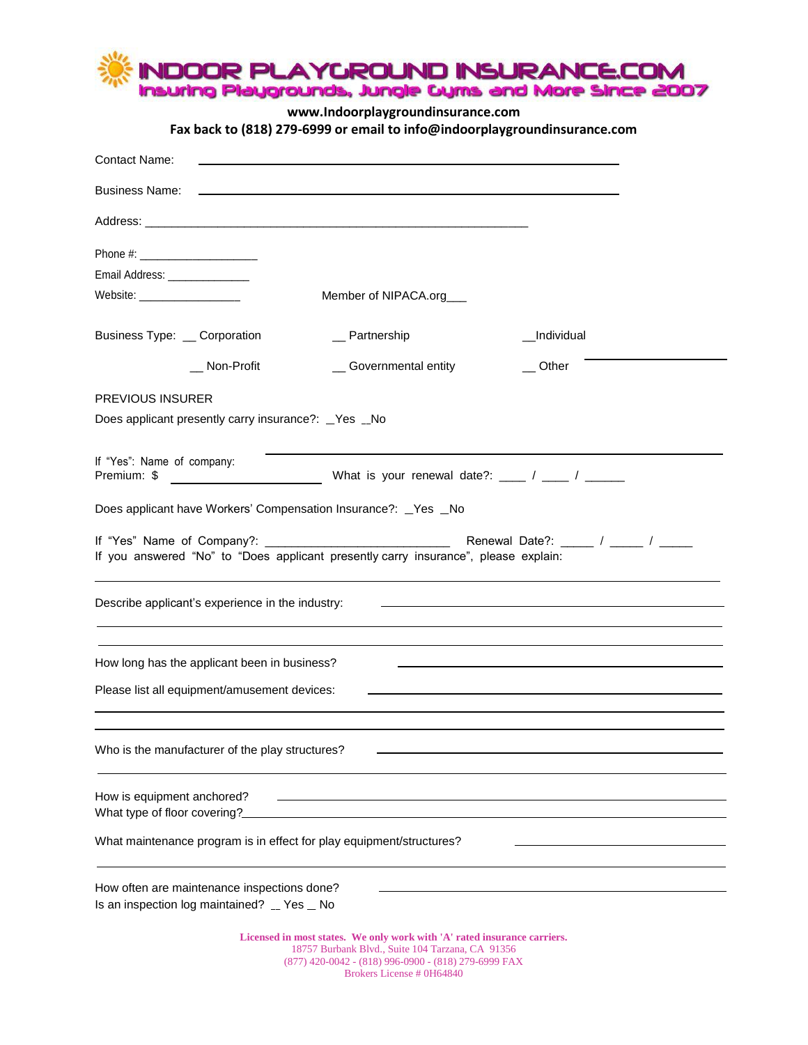# INDOOR PLAYGROUND INSURANCE.COM

**Insuring Playgrounds, Jungle Gyms and More Since 2007**

**www.Indoorplaygroundinsurance.com**

**Fax back to (818) 279-6999 or email to info@indoorplaygroundinsurance.com**

Contact Name: ____________________________________________

Business Name: ____________________________________________

Address: ____________________________________________

Phone #: ____________________

Email Address: ______________

Website: _________________ Member of NIPACA.org___

Business Type: __ Corporation __ Partnership __Individual

__ Non-Profit __ Governmental entity __ Other ____________________

PREVIOUS INSURER

Does applicant presently carry insurance?: _Yes _No

If "Yes": Name of company: ____________________________________________

Premium: $ ____________________ What is your renewal date?: ____ / ____ / ______

Does applicant have Workers' Compensation Insurance?: _Yes _No

If "Yes" Name of Company?: ___________________________ Renewal Date?: _____ / _____ / _____

If you answered "No" to "Does applicant presently carry insurance", please explain:

____________________________________________

Describe applicant's experience in the industry: ____________________________________________

____________________________________________

____________________________________________

How long has the applicant been in business? ____________________________________________

Please list all equipment/amusement devices: ____________________________________________

____________________________________________

____________________________________________

Who is the manufacturer of the play structures? ____________________________________________

____________________________________________

How is equipment anchored? ____________________________________________

What type of floor covering?____________________________________________

What maintenance program is in effect for play equipment/structures? ____________________

____________________________________________

How often are maintenance inspections done? ____________________________________________

Is an inspection log maintained? __ Yes __ No

**Licensed in most states. We only work with 'A' rated insurance carriers.**
18757 Burbank Blvd., Suite 104 Tarzana, CA 91356
(877) 420-0042 - (818) 996-0900 - (818) 279-6999 FAX
Brokers License # 0H64840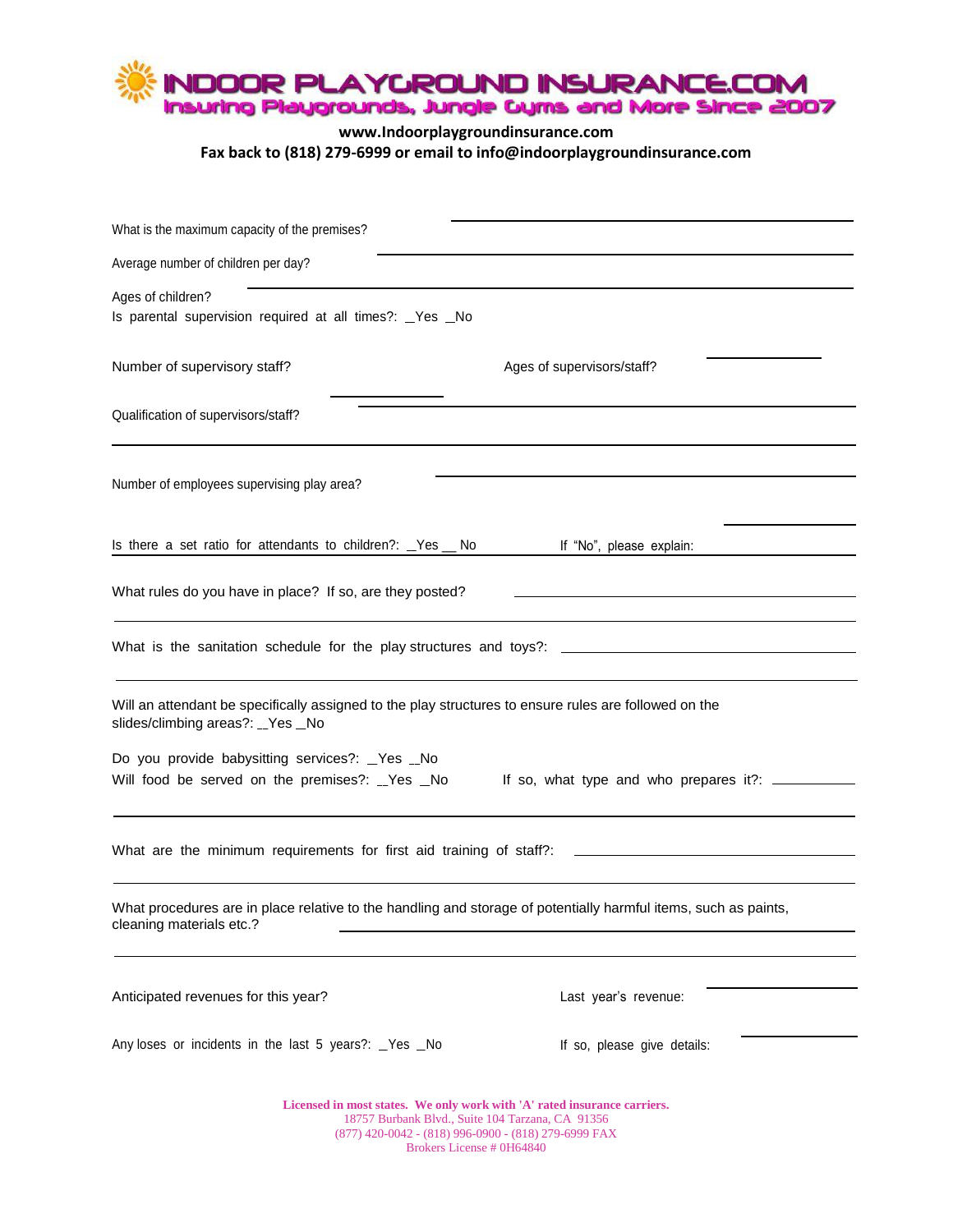# INDOOR PLAYGROUND INSURANCE.COM

**Insuring Playgrounds, Jungle Gyms and More Since 2007**

**www.Indoorplaygroundinsurance.com**
**Fax back to (818) 279-6999 or email to info@indoorplaygroundinsurance.com**

What is the maximum capacity of the premises? ______________________________

Average number of children per day? ______________________________

Ages of children? ______________________________

Is parental supervision required at all times?: _Yes _No

Number of supervisory staff? ____________ Ages of supervisors/staff? ____________

Qualification of supervisors/staff? ______________________________

______________________________

Number of employees supervising play area? ______________________________

Is there a set ratio for attendants to children?: _Yes __ No If "No", please explain: ______________________________

What rules do you have in place? If so, are they posted? ______________________________

______________________________

What is the sanitation schedule for the play structures and toys?: ______________________________

______________________________

Will an attendant be specifically assigned to the play structures to ensure rules are followed on the slides/climbing areas?: _Yes _No

Do you provide babysitting services?: _Yes _No

Will food be served on the premises?: _Yes _No If so, what type and who prepares it?: ____________

______________________________

What are the minimum requirements for first aid training of staff?: ______________________________

______________________________

What procedures are in place relative to the handling and storage of potentially harmful items, such as paints, cleaning materials etc.? ______________________________

______________________________

Anticipated revenues for this year? ____________ Last year's revenue: ____________

Any loses or incidents in the last 5 years?: _Yes _No If so, please give details: ____________

**Licensed in most states. We only work with 'A' rated insurance carriers.**
18757 Burbank Blvd., Suite 104 Tarzana, CA 91356
(877) 420-0042 - (818) 996-0900 - (818) 279-6999 FAX
Brokers License # 0H64840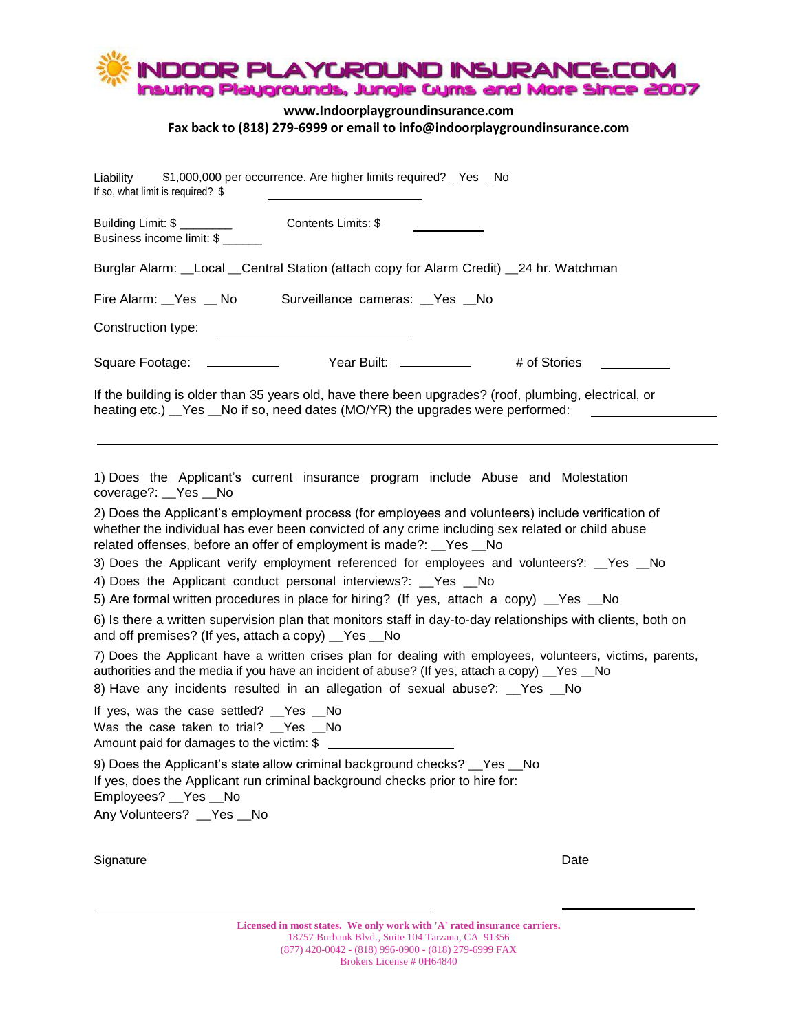# INDOOR PLAYGROUND INSURANCE.COM

Insuring Playgrounds, Jungle Gyms and More Since 2007

**www.Indoorplaygroundinsurance.com**

**Fax back to (818) 279-6999 or email to info@indoorplaygroundinsurance.com**

Liability $1,000,000 per occurrence. Are higher limits required? __Yes __No
If so, what limit is required? $ ____________________

Building Limit: $ ________ Contents Limits: $ __________
Business income limit: $ ______

Burglar Alarm: __Local __Central Station (attach copy for Alarm Credit) __24 hr. Watchman

Fire Alarm: __Yes __ No Surveillance cameras: __Yes __No

Construction type: ____________________

Square Footage: __________ Year Built: __________ # of Stories __________

If the building is older than 35 years old, have there been upgrades? (roof, plumbing, electrical, or heating etc.) __Yes __No if so, need dates (MO/YR) the upgrades were performed: ____________________

---

1) Does the Applicant's current insurance program include Abuse and Molestation coverage?: __Yes __No

2) Does the Applicant's employment process (for employees and volunteers) include verification of whether the individual has ever been convicted of any crime including sex related or child abuse related offenses, before an offer of employment is made?: __Yes __No

3) Does the Applicant verify employment referenced for employees and volunteers?: __Yes __No

4) Does the Applicant conduct personal interviews?: __Yes __No

5) Are formal written procedures in place for hiring? (If yes, attach a copy) __Yes __No

6) Is there a written supervision plan that monitors staff in day-to-day relationships with clients, both on and off premises? (If yes, attach a copy) __Yes __No

7) Does the Applicant have a written crises plan for dealing with employees, volunteers, victims, parents, authorities and the media if you have an incident of abuse? (If yes, attach a copy) __Yes __No

8) Have any incidents resulted in an allegation of sexual abuse?: __Yes __No

If yes, was the case settled? __Yes __No
Was the case taken to trial? __Yes __No
Amount paid for damages to the victim: $ ____________________

9) Does the Applicant's state allow criminal background checks? __Yes __No
If yes, does the Applicant run criminal background checks prior to hire for:
Employees? __Yes __No
Any Volunteers? __Yes __No

Signature ______________________________ Date ____________________

**Licensed in most states. We only work with 'A' rated insurance carriers.**
18757 Burbank Blvd., Suite 104 Tarzana, CA 91356
(877) 420-0042 - (818) 996-0900 - (818) 279-6999 FAX
Brokers License # 0H64840